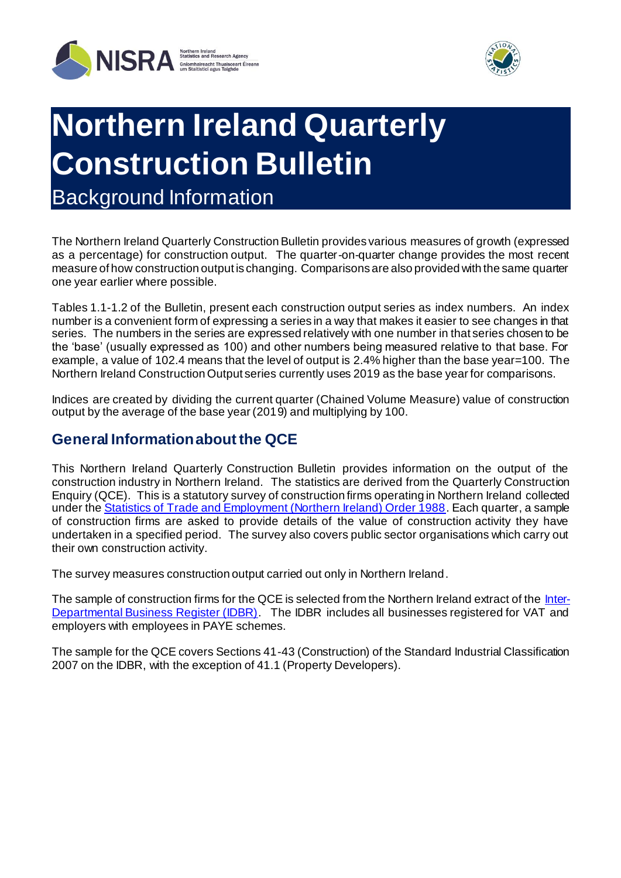# Northern Ireland Quarterly Construction Bulletin

## Background Information

The Northern Ireland Quarterly Construction Bulletin provides various measures of growth (expressed as a percentage) for construction output. The quarter-on-quarter change provides the most recent measure of how construction output is changing. Comparisons are also provided with the same quarter one year earlier where possible.

Tables 1.1-1.2 of the Bulletin, present each construction output series as index numbers. An index number is a convenient form of expressing a series in a way that makes it easier to see changes in that series. The numbers in the series are expressed relatively with one number in that series chosen to be the 'base' (usually expressed as 100) and other numbers being measured relative to that base. For example, a value of 102.4 means that the level of output is 2.4% higher than the base year=100. The Northern Ireland Construction Output series currently uses 2019 as the base year for comparisons.

Indices are created by dividing the current quarter (Chained Volume Measure) value of construction output by the average of the base year (2019) and multiplying by 100.

## General Information about the QCE

This Northern Ireland Quarterly Construction Bulletin provides information on the output of the construction industry in Northern Ireland. The statistics are derived from the Quarterly Construction Enquiry (QCE). This is a statutory survey of construction firms operating in Northern Ireland collected under the [Statistics of Trade and Employment (Northern Ireland) Order 1988](). Each quarter, a sample of construction firms are asked to provide details of the value of construction activity they have undertaken in a specified period. The survey also covers public sector organisations which carry out their own construction activity.

The survey measures construction output carried out only in Northern Ireland.

The sample of construction firms for the QCE is selected from the Northern Ireland extract of the [Inter-Departmental Business Register (IDBR)](). The IDBR includes all businesses registered for VAT and employers with employees in PAYE schemes.

The sample for the QCE covers Sections 41-43 (Construction) of the Standard Industrial Classification 2007 on the IDBR, with the exception of 41.1 (Property Developers).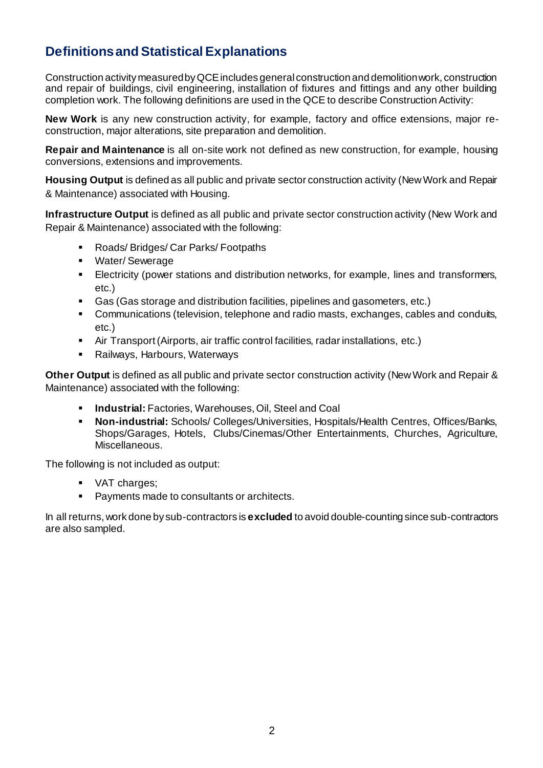## Definitions and Statistical Explanations

Construction activity measured by QCE includes general construction and demolition work, construction and repair of buildings, civil engineering, installation of fixtures and fittings and any other building completion work. The following definitions are used in the QCE to describe Construction Activity:

**New Work** is any new construction activity, for example, factory and office extensions, major re-construction, major alterations, site preparation and demolition.

**Repair and Maintenance** is all on-site work not defined as new construction, for example, housing conversions, extensions and improvements.

**Housing Output** is defined as all public and private sector construction activity (New Work and Repair & Maintenance) associated with Housing.

**Infrastructure Output** is defined as all public and private sector construction activity (New Work and Repair & Maintenance) associated with the following:

- Roads/ Bridges/ Car Parks/ Footpaths
- Water/ Sewerage
- Electricity (power stations and distribution networks, for example, lines and transformers, etc.)
- Gas (Gas storage and distribution facilities, pipelines and gasometers, etc.)
- Communications (television, telephone and radio masts, exchanges, cables and conduits, etc.)
- Air Transport (Airports, air traffic control facilities, radar installations, etc.)
- Railways, Harbours, Waterways

**Other Output** is defined as all public and private sector construction activity (New Work and Repair & Maintenance) associated with the following:

- **Industrial:** Factories, Warehouses, Oil, Steel and Coal
- **Non-industrial:** Schools/ Colleges/Universities, Hospitals/Health Centres, Offices/Banks, Shops/Garages, Hotels, Clubs/Cinemas/Other Entertainments, Churches, Agriculture, Miscellaneous.

The following is not included as output:

- VAT charges;
- Payments made to consultants or architects.

In all returns, work done by sub-contractors is **excluded** to avoid double-counting since sub-contractors are also sampled.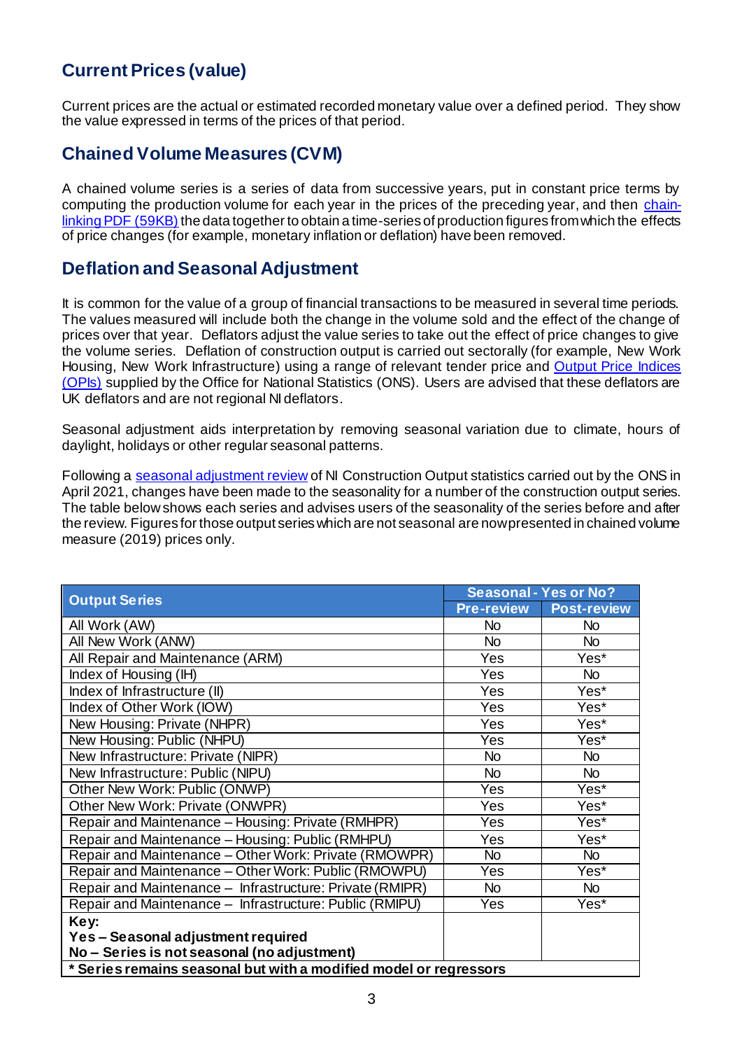## Current Prices (value)

Current prices are the actual or estimated recorded monetary value over a defined period. They show the value expressed in terms of the prices of that period.

## Chained Volume Measures (CVM)

A chained volume series is a series of data from successive years, put in constant price terms by computing the production volume for each year in the prices of the preceding year, and then chain-linking PDF (59KB) the data together to obtain a time-series of production figures from which the effects of price changes (for example, monetary inflation or deflation) have been removed.

## Deflation and Seasonal Adjustment

It is common for the value of a group of financial transactions to be measured in several time periods. The values measured will include both the change in the volume sold and the effect of the change of prices over that year. Deflators adjust the value series to take out the effect of price changes to give the volume series. Deflation of construction output is carried out sectorally (for example, New Work Housing, New Work Infrastructure) using a range of relevant tender price and Output Price Indices (OPIs) supplied by the Office for National Statistics (ONS). Users are advised that these deflators are UK deflators and are not regional NI deflators.

Seasonal adjustment aids interpretation by removing seasonal variation due to climate, hours of daylight, holidays or other regular seasonal patterns.

Following a seasonal adjustment review of NI Construction Output statistics carried out by the ONS in April 2021, changes have been made to the seasonality for a number of the construction output series. The table below shows each series and advises users of the seasonality of the series before and after the review. Figures for those output series which are not seasonal are now presented in chained volume measure (2019) prices only.

| Output Series | Seasonal - Yes or No? | |
|---|---|---|
| | Pre-review | Post-review |
| All Work (AW) | No | No |
| All New Work (ANW) | No | No |
| All Repair and Maintenance (ARM) | Yes | Yes* |
| Index of Housing (IH) | Yes | No |
| Index of Infrastructure (II) | Yes | Yes* |
| Index of Other Work (IOW) | Yes | Yes* |
| New Housing: Private (NHPR) | Yes | Yes* |
| New Housing: Public (NHPU) | Yes | Yes* |
| New Infrastructure: Private (NIPR) | No | No |
| New Infrastructure: Public (NIPU) | No | No |
| Other New Work: Public (ONWP) | Yes | Yes* |
| Other New Work: Private (ONWPR) | Yes | Yes* |
| Repair and Maintenance – Housing: Private (RMHPR) | Yes | Yes* |
| Repair and Maintenance – Housing: Public (RMHPU) | Yes | Yes* |
| Repair and Maintenance – Other Work: Private (RMOWPR) | No | No |
| Repair and Maintenance – Other Work: Public (RMOWPU) | Yes | Yes* |
| Repair and Maintenance – Infrastructure: Private (RMIPR) | No | No |
| Repair and Maintenance – Infrastructure: Public (RMIPU) | Yes | Yes* |
| **Key:**<br>**Yes – Seasonal adjustment required**<br>**No – Series is not seasonal (no adjustment)** | | |
| *** Series remains seasonal but with a modified model or regressors** | | |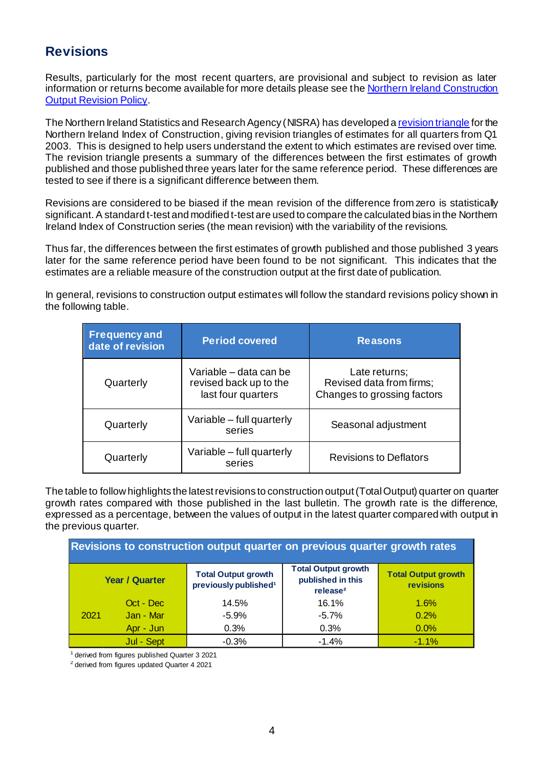## Revisions

Results, particularly for the most recent quarters, are provisional and subject to revision as later information or returns become available for more details please see the [Northern Ireland Construction Output Revision Policy](#).

The Northern Ireland Statistics and Research Agency (NISRA) has developed a [revision triangle](#) for the Northern Ireland Index of Construction, giving revision triangles of estimates for all quarters from Q1 2003. This is designed to help users understand the extent to which estimates are revised over time. The revision triangle presents a summary of the differences between the first estimates of growth published and those published three years later for the same reference period. These differences are tested to see if there is a significant difference between them.

Revisions are considered to be biased if the mean revision of the difference from zero is statistically significant. A standard t-test and modified t-test are used to compare the calculated bias in the Northern Ireland Index of Construction series (the mean revision) with the variability of the revisions.

Thus far, the differences between the first estimates of growth published and those published 3 years later for the same reference period have been found to be not significant. This indicates that the estimates are a reliable measure of the construction output at the first date of publication.

In general, revisions to construction output estimates will follow the standard revisions policy shown in the following table.

| Frequency and date of revision | Period covered | Reasons |
|---|---|---|
| Quarterly | Variable – data can be revised back up to the last four quarters | Late returns; Revised data from firms; Changes to grossing factors |
| Quarterly | Variable – full quarterly series | Seasonal adjustment |
| Quarterly | Variable – full quarterly series | Revisions to Deflators |

The table to follow highlights the latest revisions to construction output (Total Output) quarter on quarter growth rates compared with those published in the last bulletin. The growth rate is the difference, expressed as a percentage, between the values of output in the latest quarter compared with output in the previous quarter.

**Revisions to construction output quarter on previous quarter growth rates**

| Year | Quarter | Total Output growth previously published[1] | Total Output growth published in this release[2] | Total Output growth revisions |
|---|---|---|---|---|
| | Oct - Dec | 14.5% | 16.1% | 1.6% |
| 2021 | Jan - Mar | -5.9% | -5.7% | 0.2% |
| | Apr - Jun | 0.3% | 0.3% | 0.0% |
| | Jul - Sept | -0.3% | -1.4% | -1.1% |

[1] derived from figures published Quarter 3 2021

[2] derived from figures updated Quarter 4 2021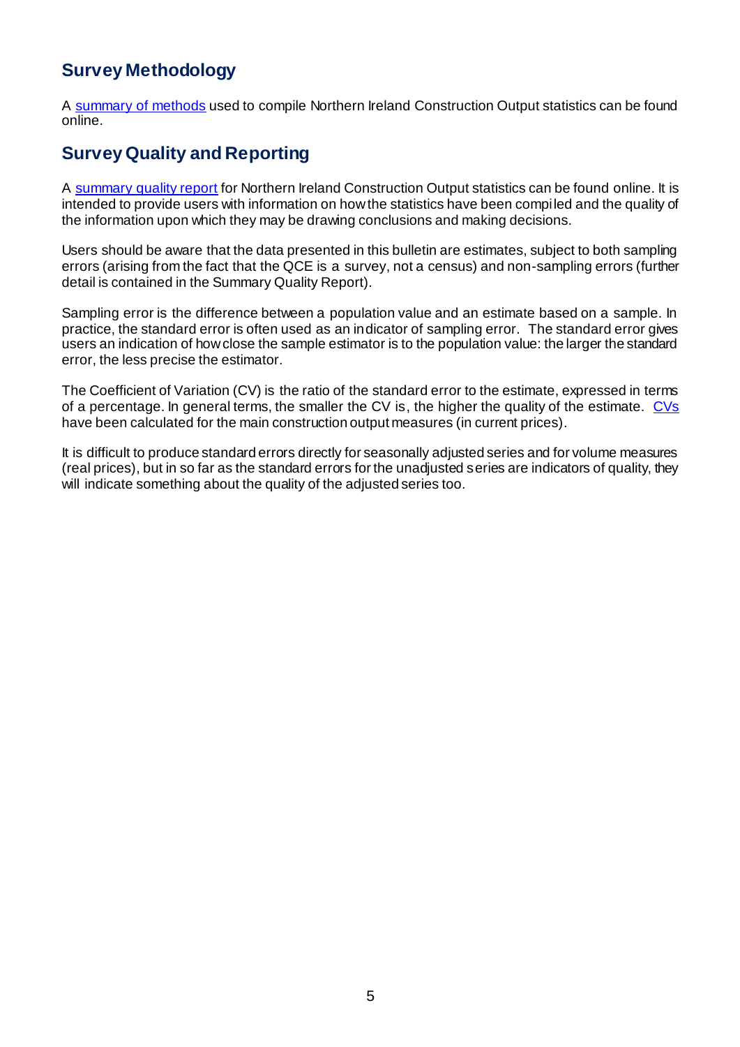## Survey Methodology

A summary of methods used to compile Northern Ireland Construction Output statistics can be found online.

## Survey Quality and Reporting

A summary quality report for Northern Ireland Construction Output statistics can be found online. It is intended to provide users with information on how the statistics have been compiled and the quality of the information upon which they may be drawing conclusions and making decisions.

Users should be aware that the data presented in this bulletin are estimates, subject to both sampling errors (arising from the fact that the QCE is a survey, not a census) and non-sampling errors (further detail is contained in the Summary Quality Report).

Sampling error is the difference between a population value and an estimate based on a sample. In practice, the standard error is often used as an indicator of sampling error. The standard error gives users an indication of how close the sample estimator is to the population value: the larger the standard error, the less precise the estimator.

The Coefficient of Variation (CV) is the ratio of the standard error to the estimate, expressed in terms of a percentage. In general terms, the smaller the CV is, the higher the quality of the estimate. CVs have been calculated for the main construction output measures (in current prices).

It is difficult to produce standard errors directly for seasonally adjusted series and for volume measures (real prices), but in so far as the standard errors for the unadjusted series are indicators of quality, they will indicate something about the quality of the adjusted series too.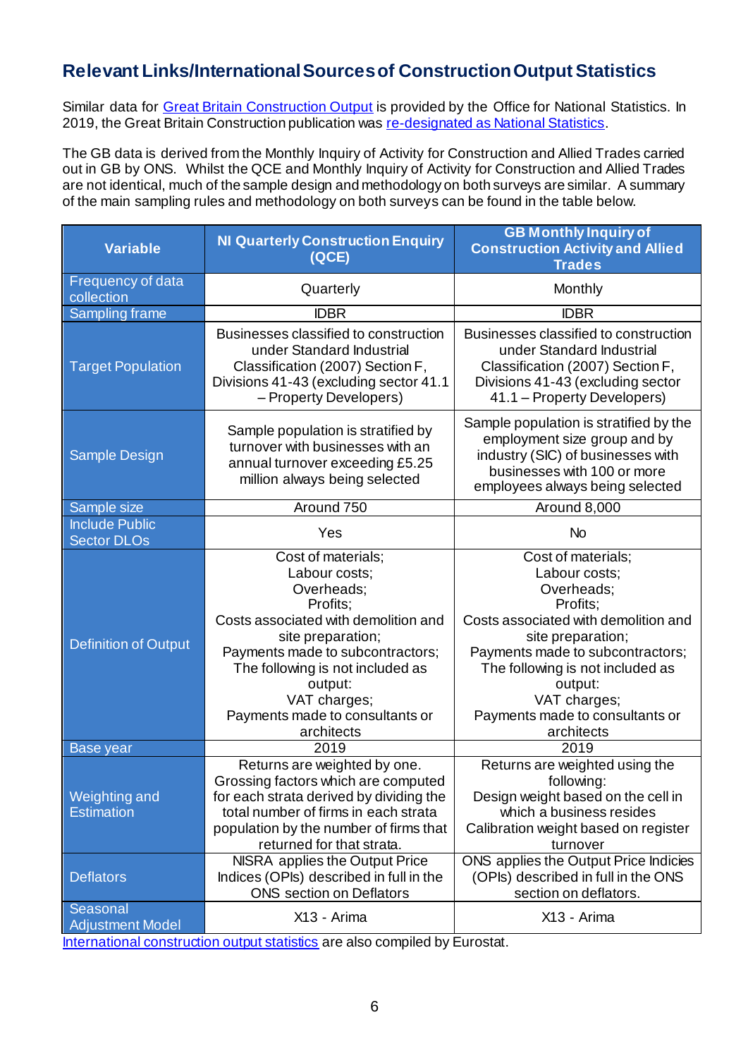## Relevant Links/International Sources of Construction Output Statistics

Similar data for Great Britain Construction Output is provided by the Office for National Statistics. In 2019, the Great Britain Construction publication was re-designated as National Statistics.

The GB data is derived from the Monthly Inquiry of Activity for Construction and Allied Trades carried out in GB by ONS. Whilst the QCE and Monthly Inquiry of Activity for Construction and Allied Trades are not identical, much of the sample design and methodology on both surveys are similar. A summary of the main sampling rules and methodology on both surveys can be found in the table below.

| Variable | NI Quarterly Construction Enquiry (QCE) | GB Monthly Inquiry of Construction Activity and Allied Trades |
|---|---|---|
| Frequency of data collection | Quarterly | Monthly |
| Sampling frame | IDBR | IDBR |
| Target Population | Businesses classified to construction under Standard Industrial Classification (2007) Section F, Divisions 41-43 (excluding sector 41.1 – Property Developers) | Businesses classified to construction under Standard Industrial Classification (2007) Section F, Divisions 41-43 (excluding sector 41.1 – Property Developers) |
| Sample Design | Sample population is stratified by turnover with businesses with an annual turnover exceeding £5.25 million always being selected | Sample population is stratified by the employment size group and by industry (SIC) of businesses with businesses with 100 or more employees always being selected |
| Sample size | Around 750 | Around 8,000 |
| Include Public Sector DLOs | Yes | No |
| Definition of Output | Cost of materials;<br>Labour costs;<br>Overheads;<br>Profits;<br>Costs associated with demolition and site preparation;<br>Payments made to subcontractors;<br>The following is not included as output:<br>VAT charges;<br>Payments made to consultants or architects | Cost of materials;<br>Labour costs;<br>Overheads;<br>Profits;<br>Costs associated with demolition and site preparation;<br>Payments made to subcontractors;<br>The following is not included as output:<br>VAT charges;<br>Payments made to consultants or architects |
| Base year | 2019 | 2019 |
| Weighting and Estimation | Returns are weighted by one. Grossing factors which are computed for each strata derived by dividing the total number of firms in each strata population by the number of firms that returned for that strata. | Returns are weighted using the following:<br>Design weight based on the cell in which a business resides<br>Calibration weight based on register turnover |
| Deflators | NISRA applies the Output Price Indices (OPIs) described in full in the ONS section on Deflators | ONS applies the Output Price Indicies (OPIs) described in full in the ONS section on deflators. |
| Seasonal Adjustment Model | X13 - Arima | X13 - Arima |

International construction output statistics are also compiled by Eurostat.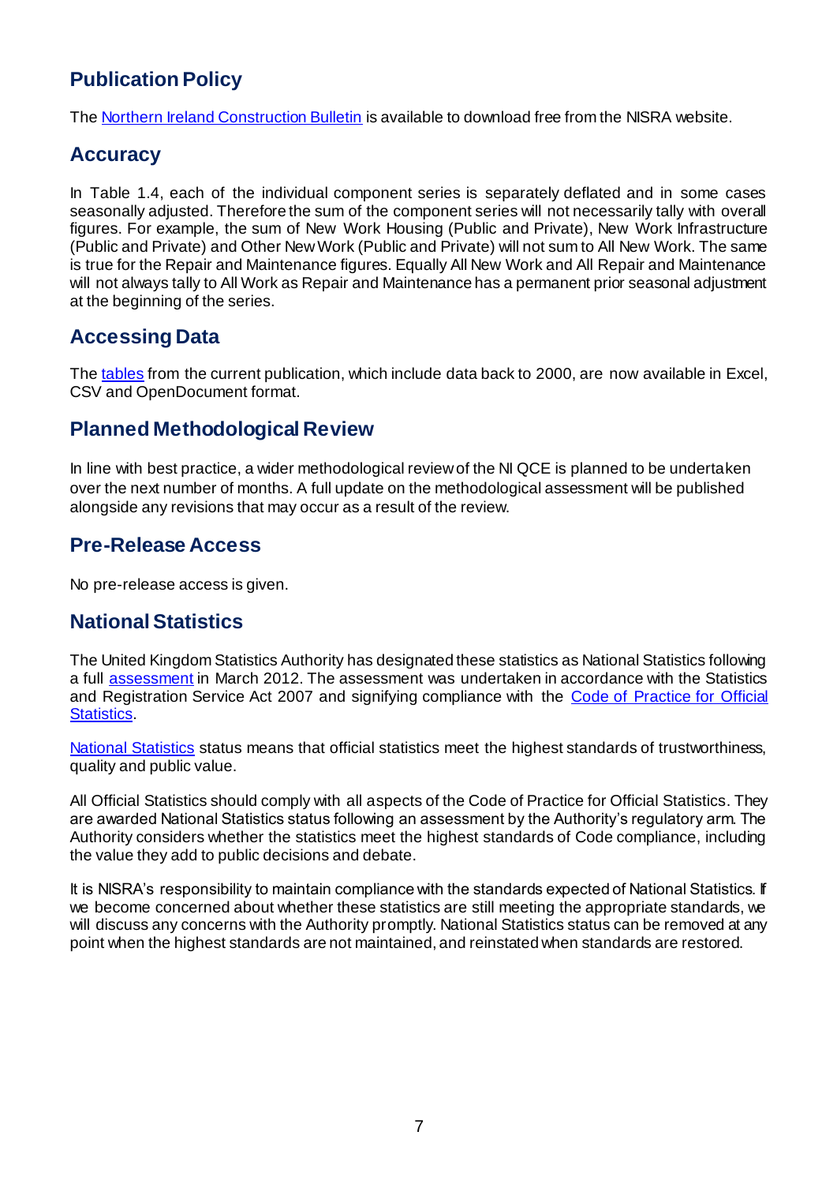## Publication Policy

The Northern Ireland Construction Bulletin is available to download free from the NISRA website.

## Accuracy

In Table 1.4, each of the individual component series is separately deflated and in some cases seasonally adjusted. Therefore the sum of the component series will not necessarily tally with overall figures. For example, the sum of New Work Housing (Public and Private), New Work Infrastructure (Public and Private) and Other New Work (Public and Private) will not sum to All New Work. The same is true for the Repair and Maintenance figures. Equally All New Work and All Repair and Maintenance will not always tally to All Work as Repair and Maintenance has a permanent prior seasonal adjustment at the beginning of the series.

## Accessing Data

The tables from the current publication, which include data back to 2000, are now available in Excel, CSV and OpenDocument format.

## Planned Methodological Review

In line with best practice, a wider methodological review of the NI QCE is planned to be undertaken over the next number of months. A full update on the methodological assessment will be published alongside any revisions that may occur as a result of the review.

## Pre-Release Access

No pre-release access is given.

## National Statistics

The United Kingdom Statistics Authority has designated these statistics as National Statistics following a full assessment in March 2012. The assessment was undertaken in accordance with the Statistics and Registration Service Act 2007 and signifying compliance with the Code of Practice for Official Statistics.

National Statistics status means that official statistics meet the highest standards of trustworthiness, quality and public value.

All Official Statistics should comply with all aspects of the Code of Practice for Official Statistics. They are awarded National Statistics status following an assessment by the Authority's regulatory arm. The Authority considers whether the statistics meet the highest standards of Code compliance, including the value they add to public decisions and debate.

It is NISRA's responsibility to maintain compliance with the standards expected of National Statistics. If we become concerned about whether these statistics are still meeting the appropriate standards, we will discuss any concerns with the Authority promptly. National Statistics status can be removed at any point when the highest standards are not maintained, and reinstated when standards are restored.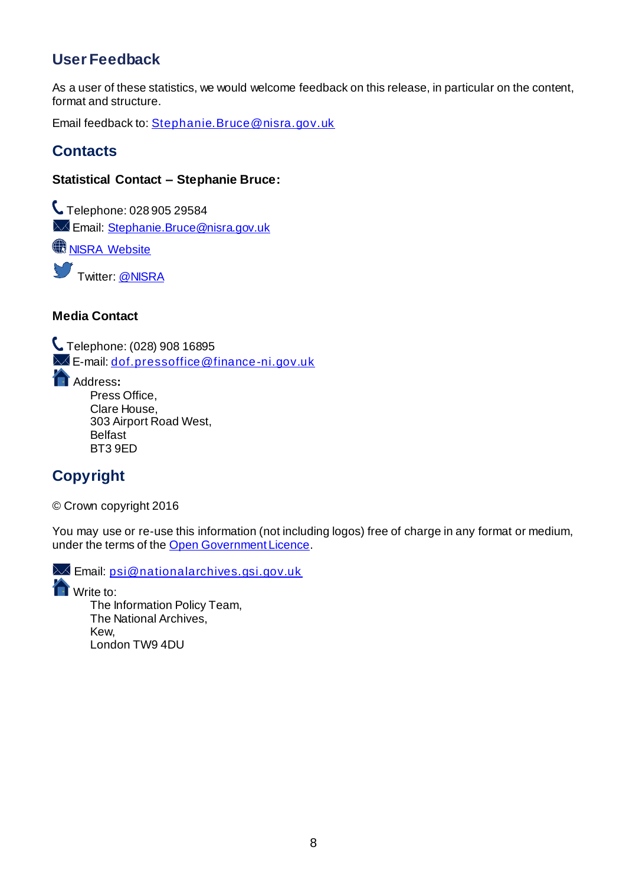## User Feedback

As a user of these statistics, we would welcome feedback on this release, in particular on the content, format and structure.

Email feedback to: Stephanie.Bruce@nisra.gov.uk

## Contacts

**Statistical Contact – Stephanie Bruce:**

Telephone: 028 905 29584
Email: Stephanie.Bruce@nisra.gov.uk
NISRA Website
Twitter: @NISRA

**Media Contact**

Telephone: (028) 908 16895
E-mail: dof.pressoffice@finance-ni.gov.uk
Address:
Press Office,
Clare House,
303 Airport Road West,
Belfast
BT3 9ED

## Copyright

© Crown copyright 2016

You may use or re-use this information (not including logos) free of charge in any format or medium, under the terms of the Open Government Licence.

Email: psi@nationalarchives.gsi.gov.uk
Write to:
The Information Policy Team,
The National Archives,
Kew,
London TW9 4DU